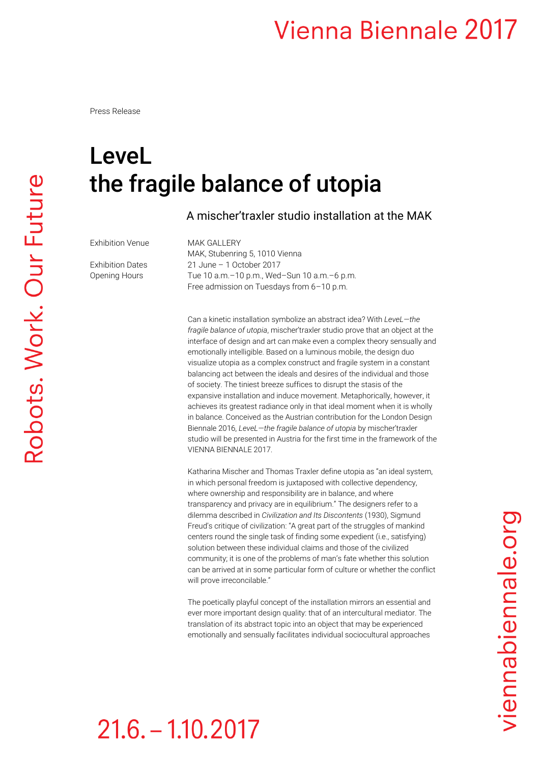Press Release

# LeveL
# the fragile balance of utopia

## A mischer'traxler studio installation at the MAK

| | |
|---|---|
| Exhibition Venue | MAK GALLERY<br>MAK, Stubenring 5, 1010 Vienna |
| Exhibition Dates | 21 June – 1 October 2017 |
| Opening Hours | Tue 10 a.m.–10 p.m., Wed–Sun 10 a.m.–6 p.m.<br>Free admission on Tuesdays from 6–10 p.m. |

Can a kinetic installation symbolize an abstract idea? With *LeveL—the fragile balance of utopia*, mischer'traxler studio prove that an object at the interface of design and art can make even a complex theory sensually and emotionally intelligible. Based on a luminous mobile, the design duo visualize utopia as a complex construct and fragile system in a constant balancing act between the ideals and desires of the individual and those of society. The tiniest breeze suffices to disrupt the stasis of the expansive installation and induce movement. Metaphorically, however, it achieves its greatest radiance only in that ideal moment when it is wholly in balance. Conceived as the Austrian contribution for the London Design Biennale 2016, *LeveL—the fragile balance of utopia* by mischer'traxler studio will be presented in Austria for the first time in the framework of the VIENNA BIENNALE 2017.

Katharina Mischer and Thomas Traxler define utopia as "an ideal system, in which personal freedom is juxtaposed with collective dependency, where ownership and responsibility are in balance, and where transparency and privacy are in equilibrium." The designers refer to a dilemma described in *Civilization and Its Discontents* (1930), Sigmund Freud's critique of civilization: "A great part of the struggles of mankind centers round the single task of finding some expedient (i.e., satisfying) solution between these individual claims and those of the civilized community; it is one of the problems of man's fate whether this solution can be arrived at in some particular form of culture or whether the conflict will prove irreconcilable."

The poetically playful concept of the installation mirrors an essential and ever more important design quality: that of an intercultural mediator. The translation of its abstract topic into an object that may be experienced emotionally and sensually facilitates individual sociocultural approaches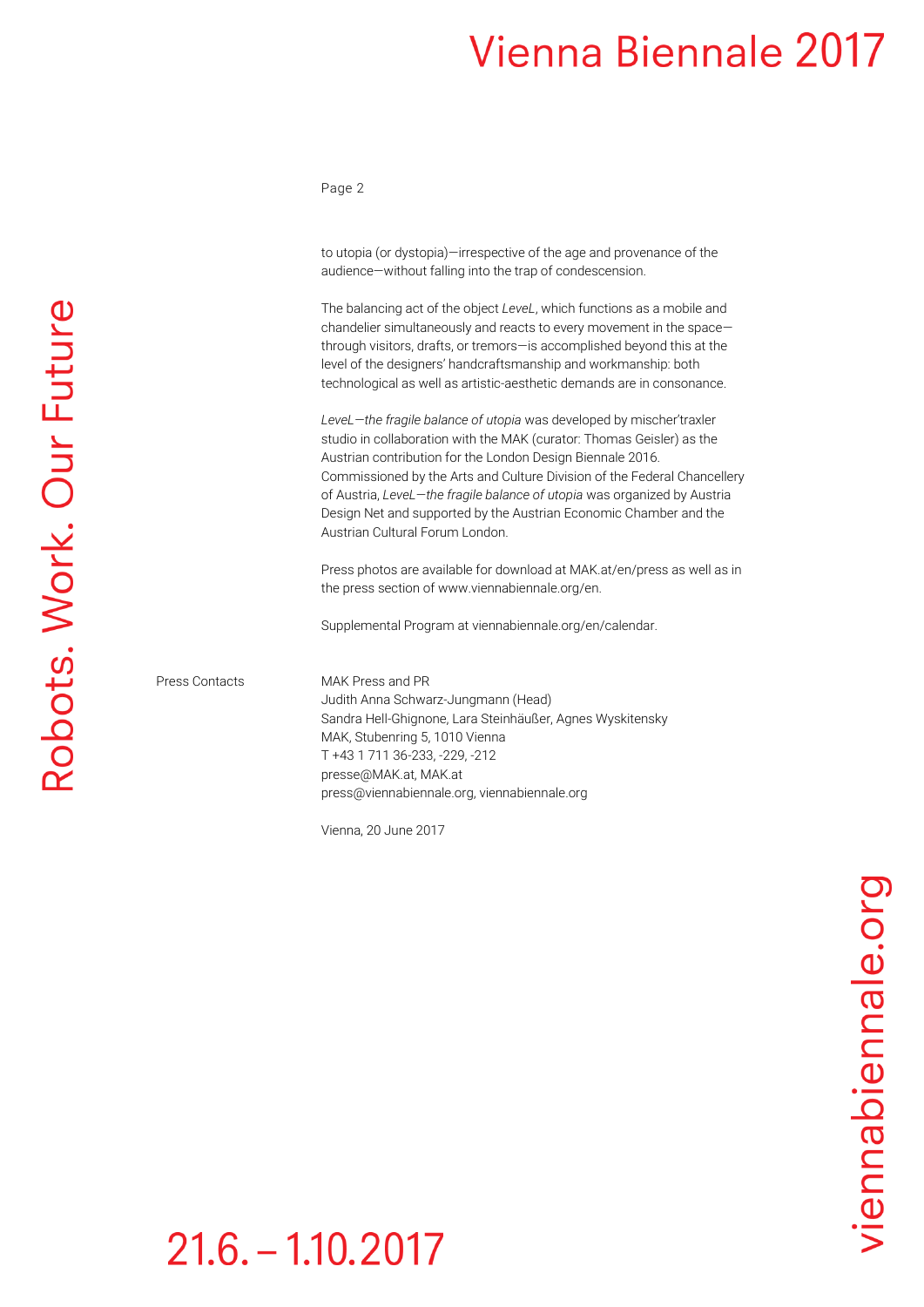to utopia (or dystopia)—irrespective of the age and provenance of the audience—without falling into the trap of condescension.

The balancing act of the object *LeveL*, which functions as a mobile and chandelier simultaneously and reacts to every movement in the space—through visitors, drafts, or tremors—is accomplished beyond this at the level of the designers' handcraftsmanship and workmanship: both technological as well as artistic-aesthetic demands are in consonance.

*LeveL—the fragile balance of utopia* was developed by mischer'traxler studio in collaboration with the MAK (curator: Thomas Geisler) as the Austrian contribution for the London Design Biennale 2016. Commissioned by the Arts and Culture Division of the Federal Chancellery of Austria, *LeveL—the fragile balance of utopia* was organized by Austria Design Net and supported by the Austrian Economic Chamber and the Austrian Cultural Forum London.

Press photos are available for download at MAK.at/en/press as well as in the press section of www.viennabiennale.org/en.

Supplemental Program at viennabiennale.org/en/calendar.

Press Contacts

MAK Press and PR
Judith Anna Schwarz-Jungmann (Head)
Sandra Hell-Ghignone, Lara Steinhäußer, Agnes Wyskitensky
MAK, Stubenring 5, 1010 Vienna
T +43 1 711 36-233, -229, -212
presse@MAK.at, MAK.at
press@viennabiennale.org, viennabiennale.org

Vienna, 20 June 2017